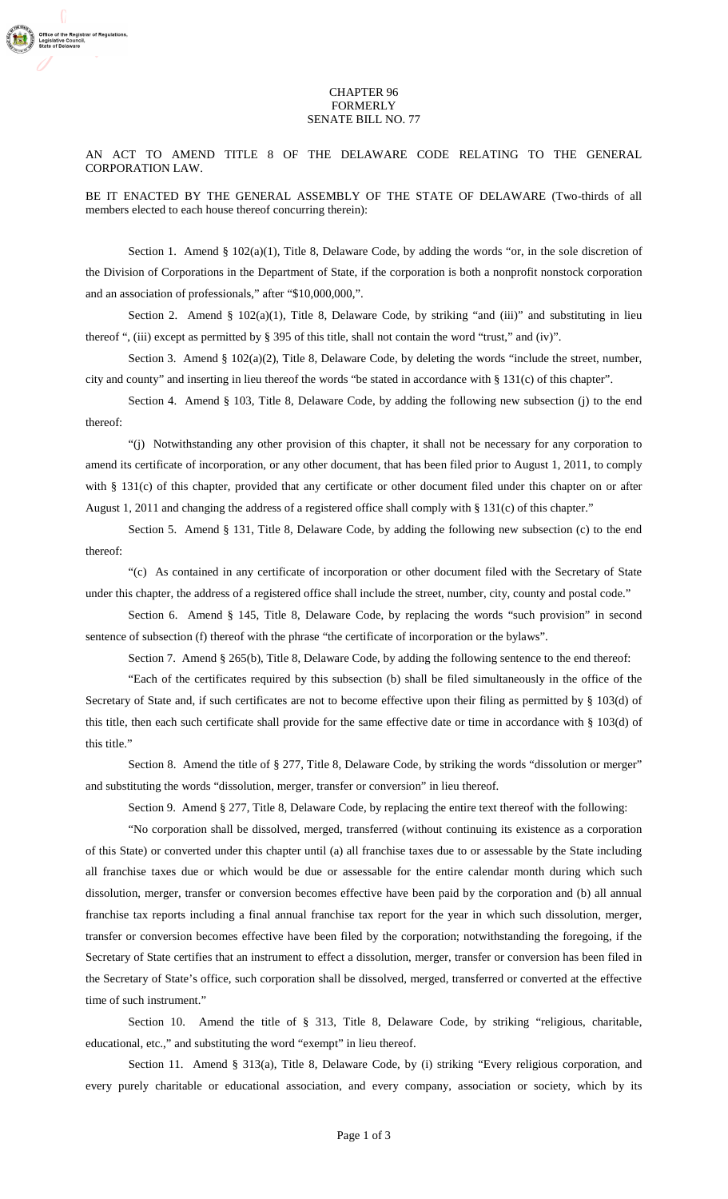CHAPTER 96
FORMERLY
SENATE BILL NO. 77

AN ACT TO AMEND TITLE 8 OF THE DELAWARE CODE RELATING TO THE GENERAL CORPORATION LAW.

BE IT ENACTED BY THE GENERAL ASSEMBLY OF THE STATE OF DELAWARE (Two-thirds of all members elected to each house thereof concurring therein):

Section 1. Amend § 102(a)(1), Title 8, Delaware Code, by adding the words "or, in the sole discretion of the Division of Corporations in the Department of State, if the corporation is both a nonprofit nonstock corporation and an association of professionals," after "$10,000,000,".

Section 2. Amend § 102(a)(1), Title 8, Delaware Code, by striking "and (iii)" and substituting in lieu thereof ", (iii) except as permitted by § 395 of this title, shall not contain the word "trust," and (iv)".

Section 3. Amend § 102(a)(2), Title 8, Delaware Code, by deleting the words "include the street, number, city and county" and inserting in lieu thereof the words "be stated in accordance with § 131(c) of this chapter".

Section 4. Amend § 103, Title 8, Delaware Code, by adding the following new subsection (j) to the end thereof:

"(j) Notwithstanding any other provision of this chapter, it shall not be necessary for any corporation to amend its certificate of incorporation, or any other document, that has been filed prior to August 1, 2011, to comply with § 131(c) of this chapter, provided that any certificate or other document filed under this chapter on or after August 1, 2011 and changing the address of a registered office shall comply with § 131(c) of this chapter."

Section 5. Amend § 131, Title 8, Delaware Code, by adding the following new subsection (c) to the end thereof:

"(c) As contained in any certificate of incorporation or other document filed with the Secretary of State under this chapter, the address of a registered office shall include the street, number, city, county and postal code."

Section 6. Amend § 145, Title 8, Delaware Code, by replacing the words "such provision" in second sentence of subsection (f) thereof with the phrase "the certificate of incorporation or the bylaws".

Section 7. Amend § 265(b), Title 8, Delaware Code, by adding the following sentence to the end thereof:

"Each of the certificates required by this subsection (b) shall be filed simultaneously in the office of the Secretary of State and, if such certificates are not to become effective upon their filing as permitted by § 103(d) of this title, then each such certificate shall provide for the same effective date or time in accordance with § 103(d) of this title."

Section 8. Amend the title of § 277, Title 8, Delaware Code, by striking the words "dissolution or merger" and substituting the words "dissolution, merger, transfer or conversion" in lieu thereof.

Section 9. Amend § 277, Title 8, Delaware Code, by replacing the entire text thereof with the following:

"No corporation shall be dissolved, merged, transferred (without continuing its existence as a corporation of this State) or converted under this chapter until (a) all franchise taxes due to or assessable by the State including all franchise taxes due or which would be due or assessable for the entire calendar month during which such dissolution, merger, transfer or conversion becomes effective have been paid by the corporation and (b) all annual franchise tax reports including a final annual franchise tax report for the year in which such dissolution, merger, transfer or conversion becomes effective have been filed by the corporation; notwithstanding the foregoing, if the Secretary of State certifies that an instrument to effect a dissolution, merger, transfer or conversion has been filed in the Secretary of State's office, such corporation shall be dissolved, merged, transferred or converted at the effective time of such instrument."

Section 10. Amend the title of § 313, Title 8, Delaware Code, by striking "religious, charitable, educational, etc.," and substituting the word "exempt" in lieu thereof.

Section 11. Amend § 313(a), Title 8, Delaware Code, by (i) striking "Every religious corporation, and every purely charitable or educational association, and every company, association or society, which by its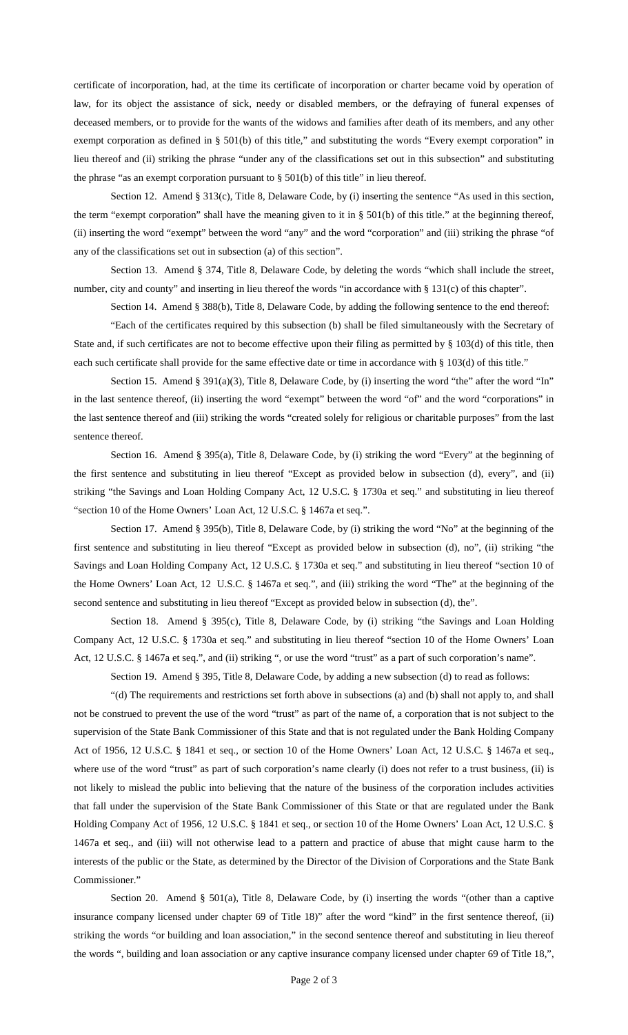certificate of incorporation, had, at the time its certificate of incorporation or charter became void by operation of law, for its object the assistance of sick, needy or disabled members, or the defraying of funeral expenses of deceased members, or to provide for the wants of the widows and families after death of its members, and any other exempt corporation as defined in § 501(b) of this title," and substituting the words "Every exempt corporation" in lieu thereof and (ii) striking the phrase "under any of the classifications set out in this subsection" and substituting the phrase "as an exempt corporation pursuant to § 501(b) of this title" in lieu thereof.

Section 12. Amend § 313(c), Title 8, Delaware Code, by (i) inserting the sentence "As used in this section, the term "exempt corporation" shall have the meaning given to it in § 501(b) of this title." at the beginning thereof, (ii) inserting the word "exempt" between the word "any" and the word "corporation" and (iii) striking the phrase "of any of the classifications set out in subsection (a) of this section".

Section 13. Amend § 374, Title 8, Delaware Code, by deleting the words "which shall include the street, number, city and county" and inserting in lieu thereof the words "in accordance with § 131(c) of this chapter".

Section 14. Amend § 388(b), Title 8, Delaware Code, by adding the following sentence to the end thereof:

"Each of the certificates required by this subsection (b) shall be filed simultaneously with the Secretary of State and, if such certificates are not to become effective upon their filing as permitted by § 103(d) of this title, then each such certificate shall provide for the same effective date or time in accordance with § 103(d) of this title."

Section 15. Amend § 391(a)(3), Title 8, Delaware Code, by (i) inserting the word "the" after the word "In" in the last sentence thereof, (ii) inserting the word "exempt" between the word "of" and the word "corporations" in the last sentence thereof and (iii) striking the words "created solely for religious or charitable purposes" from the last sentence thereof.

Section 16. Amend § 395(a), Title 8, Delaware Code, by (i) striking the word "Every" at the beginning of the first sentence and substituting in lieu thereof "Except as provided below in subsection (d), every", and (ii) striking "the Savings and Loan Holding Company Act, 12 U.S.C. § 1730a et seq." and substituting in lieu thereof "section 10 of the Home Owners' Loan Act, 12 U.S.C. § 1467a et seq.".

Section 17. Amend § 395(b), Title 8, Delaware Code, by (i) striking the word "No" at the beginning of the first sentence and substituting in lieu thereof "Except as provided below in subsection (d), no", (ii) striking "the Savings and Loan Holding Company Act, 12 U.S.C. § 1730a et seq." and substituting in lieu thereof "section 10 of the Home Owners' Loan Act, 12 U.S.C. § 1467a et seq.", and (iii) striking the word "The" at the beginning of the second sentence and substituting in lieu thereof "Except as provided below in subsection (d), the".

Section 18. Amend § 395(c), Title 8, Delaware Code, by (i) striking "the Savings and Loan Holding Company Act, 12 U.S.C. § 1730a et seq." and substituting in lieu thereof "section 10 of the Home Owners' Loan Act, 12 U.S.C. § 1467a et seq.", and (ii) striking ", or use the word "trust" as a part of such corporation's name".

Section 19. Amend § 395, Title 8, Delaware Code, by adding a new subsection (d) to read as follows:

"(d) The requirements and restrictions set forth above in subsections (a) and (b) shall not apply to, and shall not be construed to prevent the use of the word "trust" as part of the name of, a corporation that is not subject to the supervision of the State Bank Commissioner of this State and that is not regulated under the Bank Holding Company Act of 1956, 12 U.S.C. § 1841 et seq., or section 10 of the Home Owners' Loan Act, 12 U.S.C. § 1467a et seq., where use of the word "trust" as part of such corporation's name clearly (i) does not refer to a trust business, (ii) is not likely to mislead the public into believing that the nature of the business of the corporation includes activities that fall under the supervision of the State Bank Commissioner of this State or that are regulated under the Bank Holding Company Act of 1956, 12 U.S.C. § 1841 et seq., or section 10 of the Home Owners' Loan Act, 12 U.S.C. § 1467a et seq., and (iii) will not otherwise lead to a pattern and practice of abuse that might cause harm to the interests of the public or the State, as determined by the Director of the Division of Corporations and the State Bank Commissioner."

Section 20. Amend § 501(a), Title 8, Delaware Code, by (i) inserting the words "(other than a captive insurance company licensed under chapter 69 of Title 18)" after the word "kind" in the first sentence thereof, (ii) striking the words "or building and loan association," in the second sentence thereof and substituting in lieu thereof the words ", building and loan association or any captive insurance company licensed under chapter 69 of Title 18,",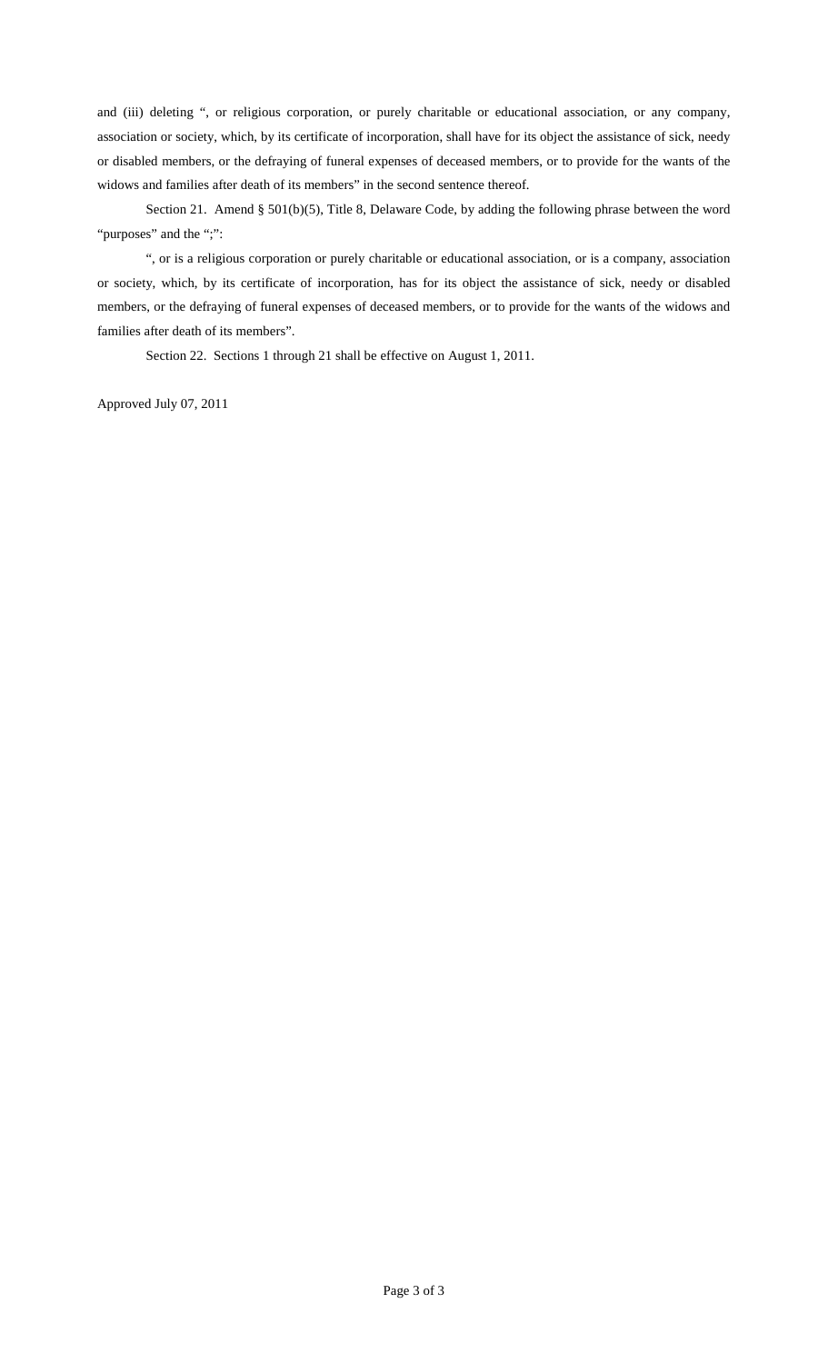and (iii) deleting ", or religious corporation, or purely charitable or educational association, or any company, association or society, which, by its certificate of incorporation, shall have for its object the assistance of sick, needy or disabled members, or the defraying of funeral expenses of deceased members, or to provide for the wants of the widows and families after death of its members" in the second sentence thereof.

Section 21. Amend § 501(b)(5), Title 8, Delaware Code, by adding the following phrase between the word "purposes" and the ";":

", or is a religious corporation or purely charitable or educational association, or is a company, association or society, which, by its certificate of incorporation, has for its object the assistance of sick, needy or disabled members, or the defraying of funeral expenses of deceased members, or to provide for the wants of the widows and families after death of its members".

Section 22. Sections 1 through 21 shall be effective on August 1, 2011.

Approved July 07, 2011